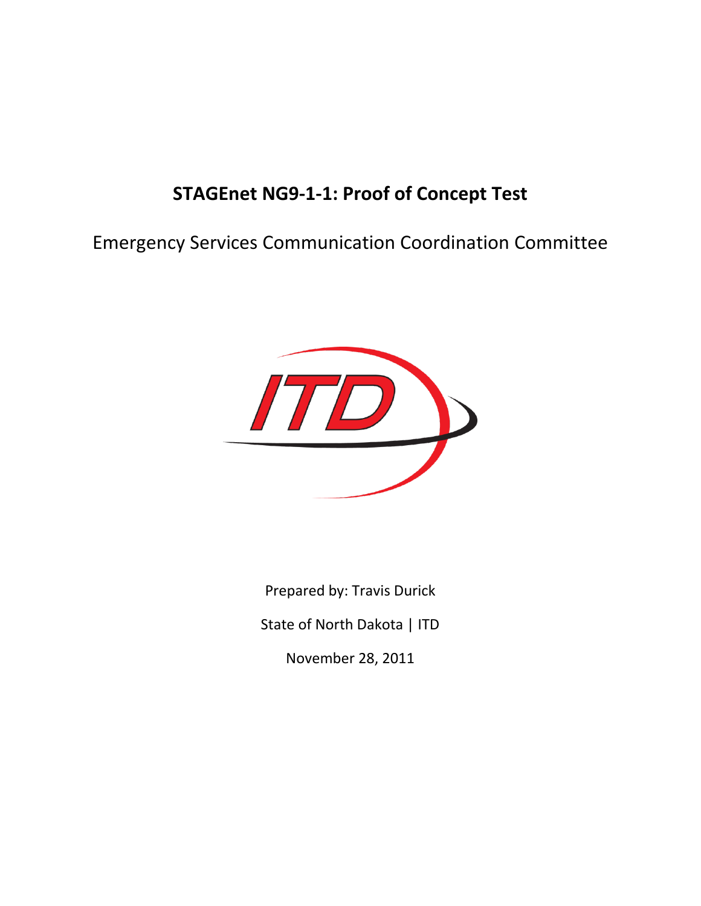# STAGEnet NG9-1-1: Proof of Concept Test

Emergency Services Communication Coordination Committee

Prepared by: Travis Durick

State of North Dakota | ITD

November 28, 2011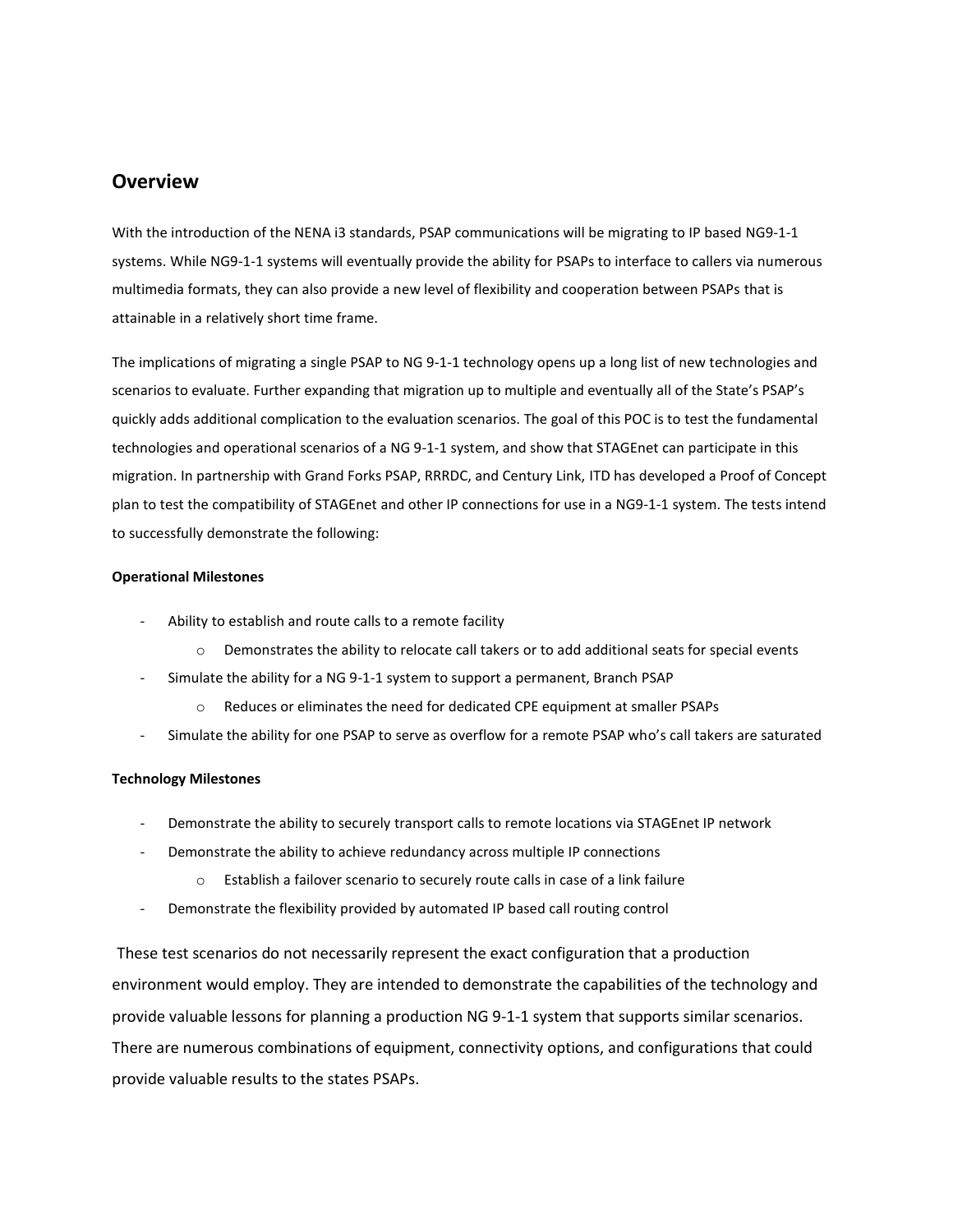## Overview

With the introduction of the NENA i3 standards, PSAP communications will be migrating to IP based NG9-1-1 systems. While NG9-1-1 systems will eventually provide the ability for PSAPs to interface to callers via numerous multimedia formats, they can also provide a new level of flexibility and cooperation between PSAPs that is attainable in a relatively short time frame.

The implications of migrating a single PSAP to NG 9-1-1 technology opens up a long list of new technologies and scenarios to evaluate. Further expanding that migration up to multiple and eventually all of the State's PSAP's quickly adds additional complication to the evaluation scenarios. The goal of this POC is to test the fundamental technologies and operational scenarios of a NG 9-1-1 system, and show that STAGEnet can participate in this migration. In partnership with Grand Forks PSAP, RRRDC, and Century Link, ITD has developed a Proof of Concept plan to test the compatibility of STAGEnet and other IP connections for use in a NG9-1-1 system. The tests intend to successfully demonstrate the following:

#### Operational Milestones

- Ability to establish and route calls to a remote facility
  - Demonstrates the ability to relocate call takers or to add additional seats for special events
- Simulate the ability for a NG 9-1-1 system to support a permanent, Branch PSAP
  - Reduces or eliminates the need for dedicated CPE equipment at smaller PSAPs
- Simulate the ability for one PSAP to serve as overflow for a remote PSAP who's call takers are saturated

#### Technology Milestones

- Demonstrate the ability to securely transport calls to remote locations via STAGEnet IP network
- Demonstrate the ability to achieve redundancy across multiple IP connections
  - Establish a failover scenario to securely route calls in case of a link failure
- Demonstrate the flexibility provided by automated IP based call routing control

These test scenarios do not necessarily represent the exact configuration that a production environment would employ. They are intended to demonstrate the capabilities of the technology and provide valuable lessons for planning a production NG 9-1-1 system that supports similar scenarios. There are numerous combinations of equipment, connectivity options, and configurations that could provide valuable results to the states PSAPs.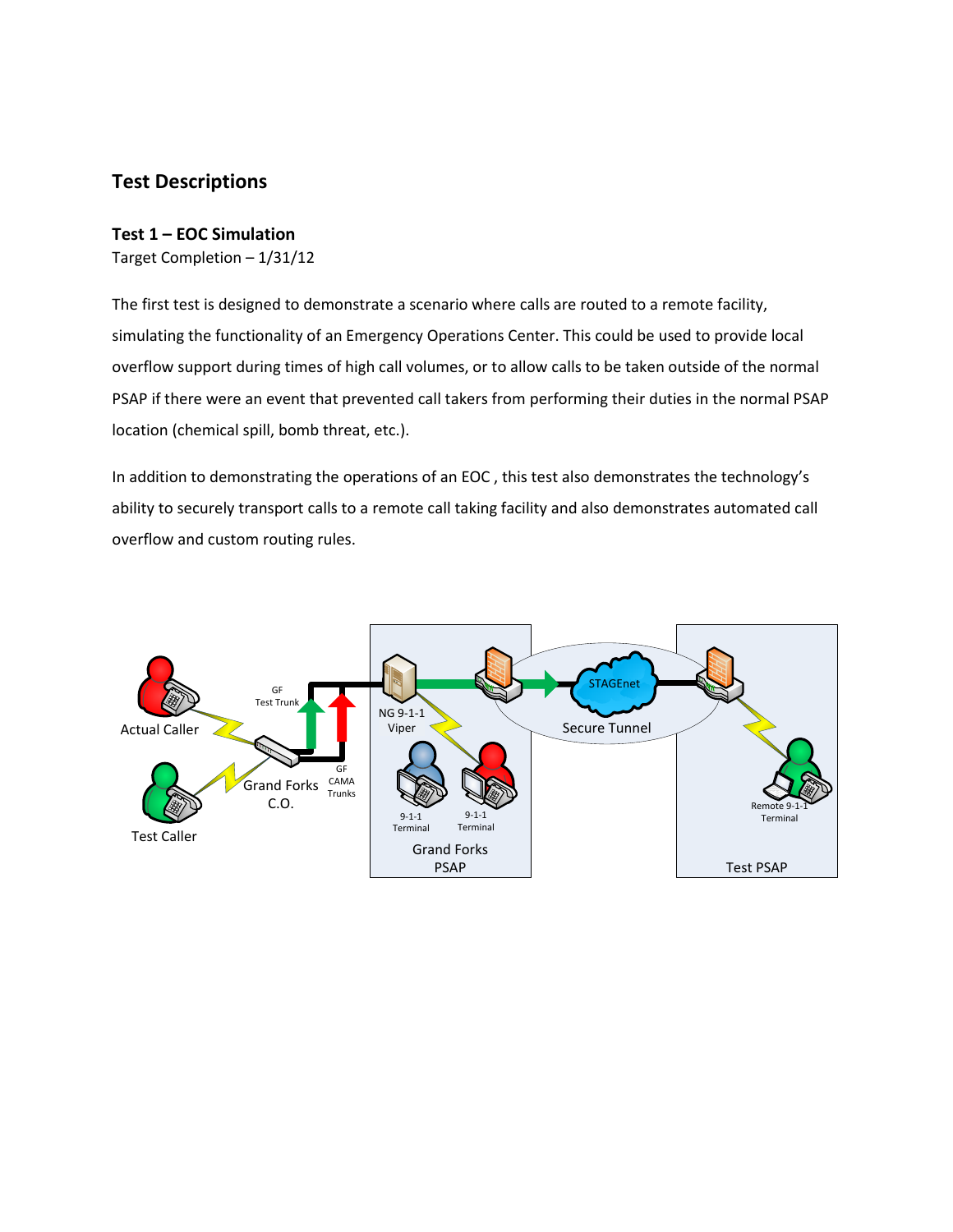## Test Descriptions

### Test 1 – EOC Simulation

Target Completion – 1/31/12

The first test is designed to demonstrate a scenario where calls are routed to a remote facility, simulating the functionality of an Emergency Operations Center. This could be used to provide local overflow support during times of high call volumes, or to allow calls to be taken outside of the normal PSAP if there were an event that prevented call takers from performing their duties in the normal PSAP location (chemical spill, bomb threat, etc.).

In addition to demonstrating the operations of an EOC , this test also demonstrates the technology's ability to securely transport calls to a remote call taking facility and also demonstrates automated call overflow and custom routing rules.

Actual Caller
Test Caller
GF Test Trunk
Grand Forks C.O.
GF CAMA Trunks
NG 9-1-1 Viper
9-1-1 Terminal
9-1-1 Terminal
Grand Forks PSAP
STAGEnet
Secure Tunnel
Remote 9-1-1 Terminal
Test PSAP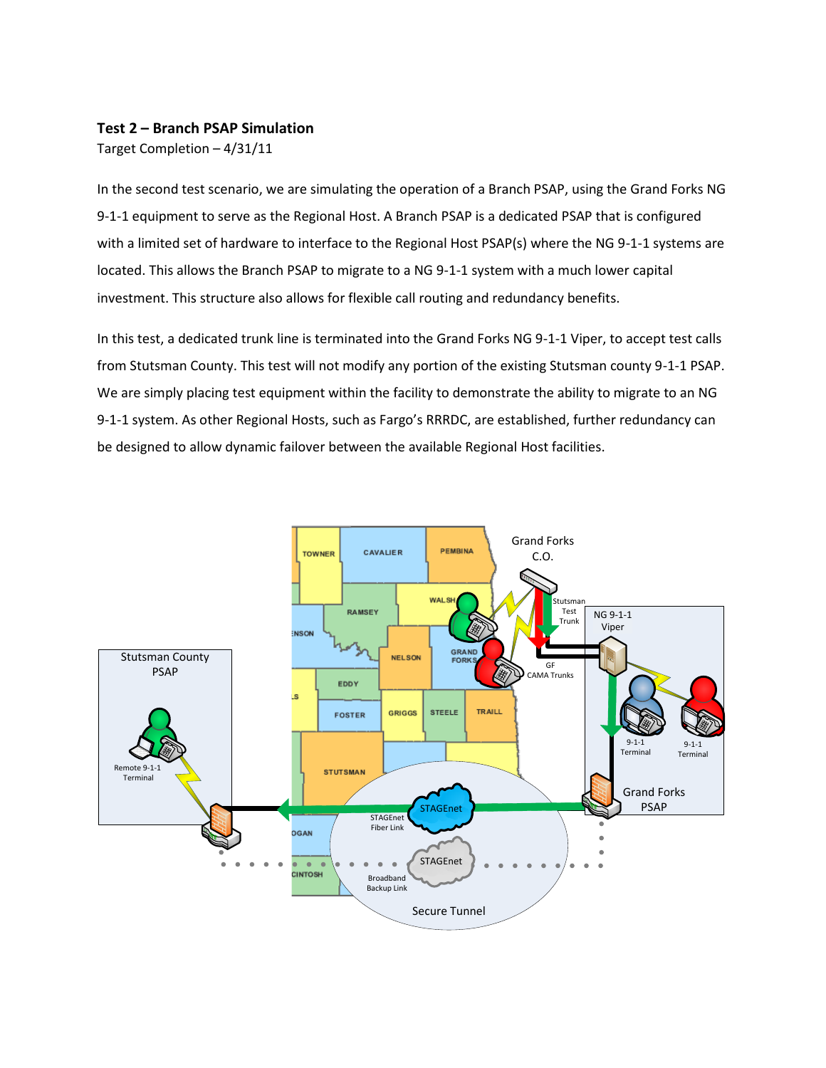**Test 2 – Branch PSAP Simulation**

Target Completion – 4/31/11

In the second test scenario, we are simulating the operation of a Branch PSAP, using the Grand Forks NG 9-1-1 equipment to serve as the Regional Host. A Branch PSAP is a dedicated PSAP that is configured with a limited set of hardware to interface to the Regional Host PSAP(s) where the NG 9-1-1 systems are located. This allows the Branch PSAP to migrate to a NG 9-1-1 system with a much lower capital investment. This structure also allows for flexible call routing and redundancy benefits.

In this test, a dedicated trunk line is terminated into the Grand Forks NG 9-1-1 Viper, to accept test calls from Stutsman County. This test will not modify any portion of the existing Stutsman county 9-1-1 PSAP. We are simply placing test equipment within the facility to demonstrate the ability to migrate to an NG 9-1-1 system. As other Regional Hosts, such as Fargo's RRRDC, are established, further redundancy can be designed to allow dynamic failover between the available Regional Host facilities.

Grand Forks C.O.
Stutsman Test Trunk
GF CAMA Trunks
NG 9-1-1 Viper
9-1-1 Terminal
9-1-1 Terminal
Grand Forks PSAP
Stutsman County PSAP
Remote 9-1-1 Terminal
STAGEnet Fiber Link
STAGEnet
STAGEnet
Broadband Backup Link
Secure Tunnel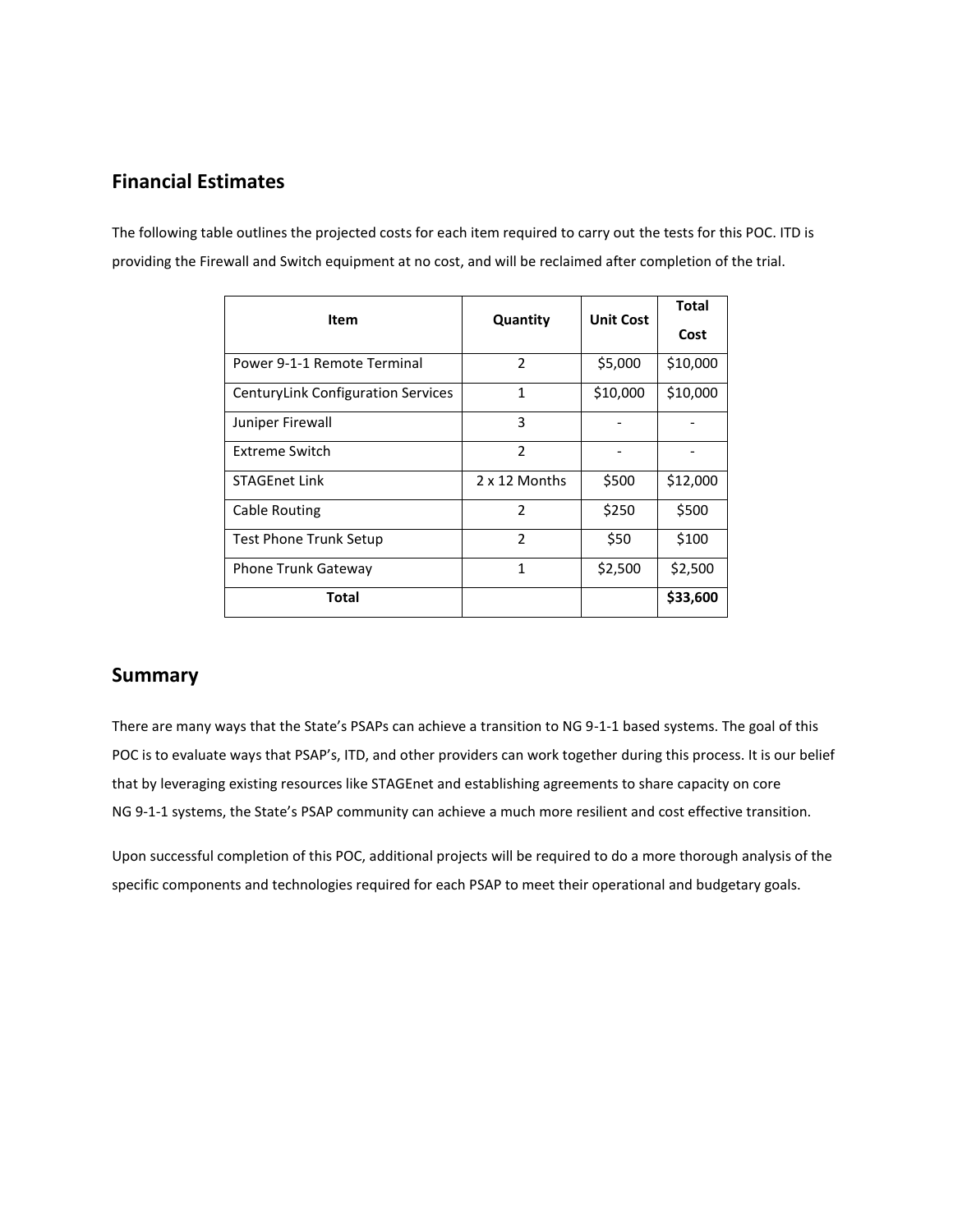## Financial Estimates

The following table outlines the projected costs for each item required to carry out the tests for this POC. ITD is providing the Firewall and Switch equipment at no cost, and will be reclaimed after completion of the trial.

| Item | Quantity | Unit Cost | Total Cost |
|---|---|---|---|
| Power 9-1-1 Remote Terminal | 2 | $5,000 | $10,000 |
| CenturyLink Configuration Services | 1 | $10,000 | $10,000 |
| Juniper Firewall | 3 | - | - |
| Extreme Switch | 2 | - | - |
| STAGEnet Link | 2 x 12 Months | $500 | $12,000 |
| Cable Routing | 2 | $250 | $500 |
| Test Phone Trunk Setup | 2 | $50 | $100 |
| Phone Trunk Gateway | 1 | $2,500 | $2,500 |
| **Total** | | | **$33,600** |

## Summary

There are many ways that the State's PSAPs can achieve a transition to NG 9-1-1 based systems. The goal of this POC is to evaluate ways that PSAP's, ITD, and other providers can work together during this process. It is our belief that by leveraging existing resources like STAGEnet and establishing agreements to share capacity on core NG 9-1-1 systems, the State's PSAP community can achieve a much more resilient and cost effective transition.

Upon successful completion of this POC, additional projects will be required to do a more thorough analysis of the specific components and technologies required for each PSAP to meet their operational and budgetary goals.